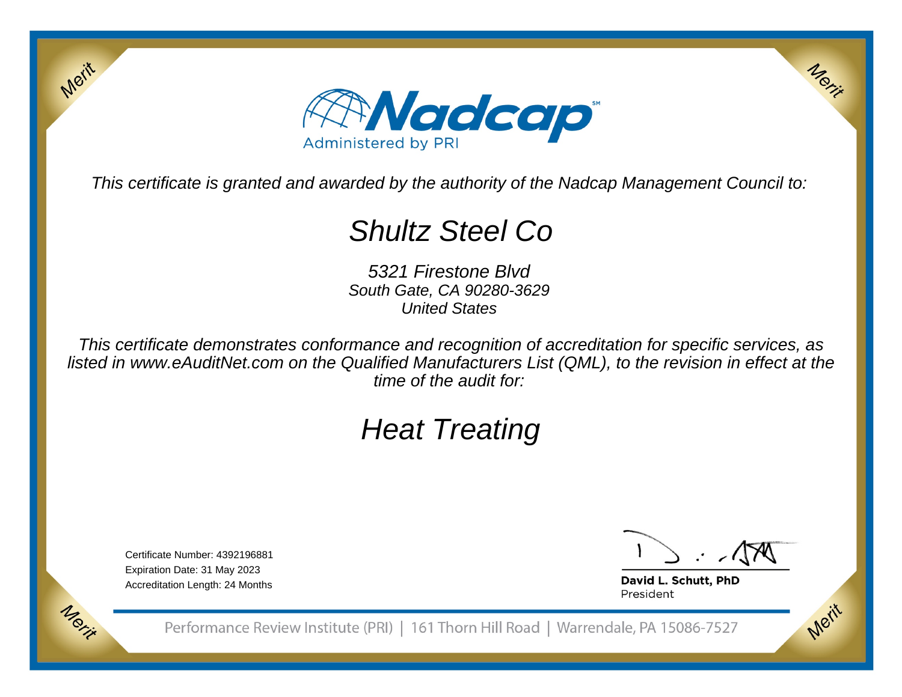Nadcap

Administered by PRI

*This certificate is granted and awarded by the authority of the Nadcap Management Council to:*

# Shultz Steel Co

*5321 Firestone Blvd*
*South Gate, CA 90280-3629*
*United States*

*This certificate demonstrates conformance and recognition of accreditation for specific services, as listed in www.eAuditNet.com on the Qualified Manufacturers List (QML), to the revision in effect at the time of the audit for:*

# Heat Treating

Certificate Number: 4392196881
Expiration Date: 31 May 2023
Accreditation Length: 24 Months

**David L. Schutt, PhD**
President

Performance Review Institute (PRI) | 161 Thorn Hill Road | Warrendale, PA 15086-7527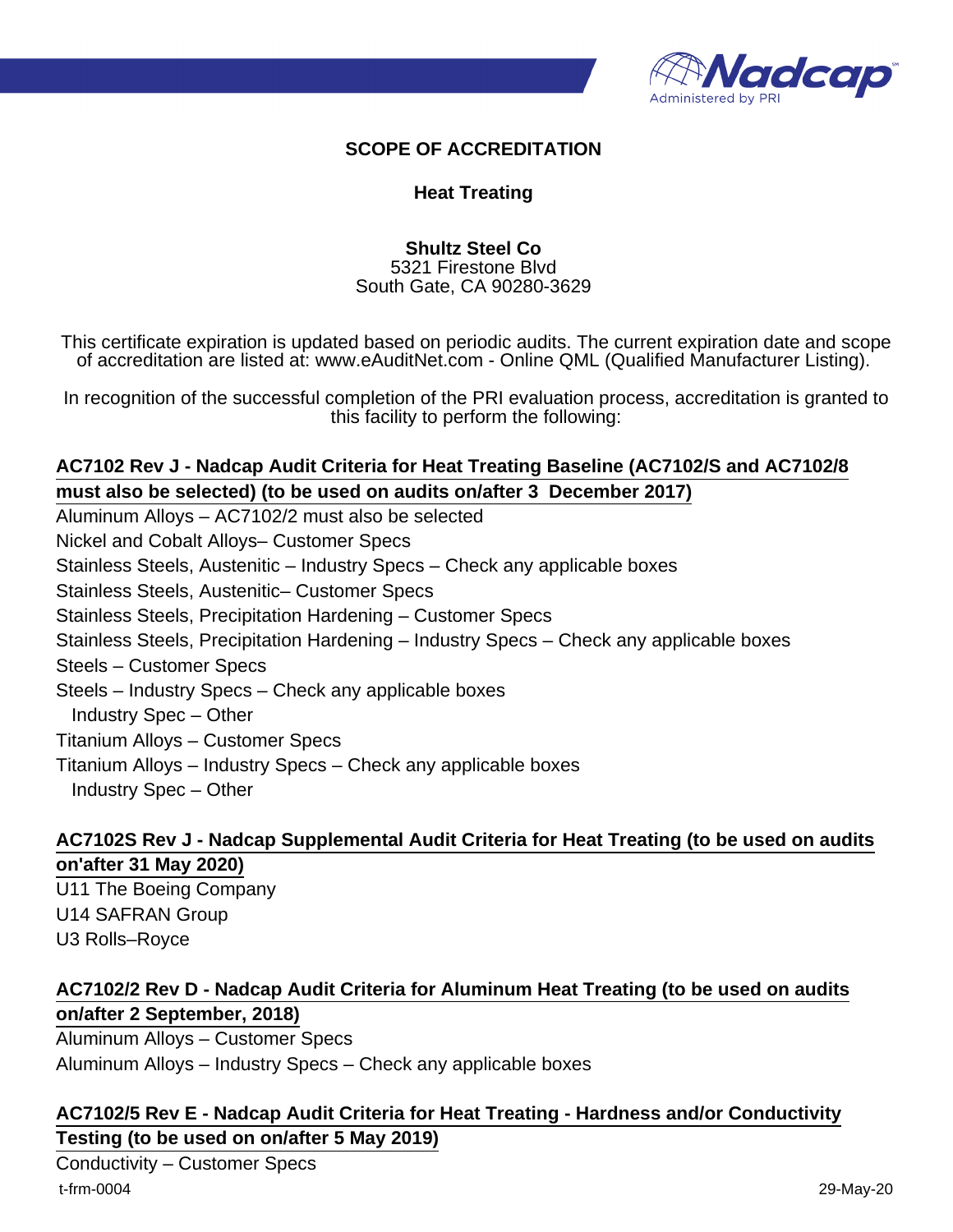## SCOPE OF ACCREDITATION

### Heat Treating

**Shultz Steel Co**
5321 Firestone Blvd
South Gate, CA 90280-3629

This certificate expiration is updated based on periodic audits. The current expiration date and scope of accreditation are listed at: www.eAuditNet.com - Online QML (Qualified Manufacturer Listing).

In recognition of the successful completion of the PRI evaluation process, accreditation is granted to this facility to perform the following:

**AC7102 Rev J - Nadcap Audit Criteria for Heat Treating Baseline (AC7102/S and AC7102/8 must also be selected) (to be used on audits on/after 3 December 2017)**

Aluminum Alloys – AC7102/2 must also be selected
Nickel and Cobalt Alloys– Customer Specs
Stainless Steels, Austenitic – Industry Specs – Check any applicable boxes
Stainless Steels, Austenitic– Customer Specs
Stainless Steels, Precipitation Hardening – Customer Specs
Stainless Steels, Precipitation Hardening – Industry Specs – Check any applicable boxes
Steels – Customer Specs
Steels – Industry Specs – Check any applicable boxes
  Industry Spec – Other
Titanium Alloys – Customer Specs
Titanium Alloys – Industry Specs – Check any applicable boxes
  Industry Spec – Other

**AC7102S Rev J - Nadcap Supplemental Audit Criteria for Heat Treating (to be used on audits on'after 31 May 2020)**

U11 The Boeing Company
U14 SAFRAN Group
U3 Rolls–Royce

**AC7102/2 Rev D - Nadcap Audit Criteria for Aluminum Heat Treating (to be used on audits on/after 2 September, 2018)**

Aluminum Alloys – Customer Specs
Aluminum Alloys – Industry Specs – Check any applicable boxes

**AC7102/5 Rev E - Nadcap Audit Criteria for Heat Treating - Hardness and/or Conductivity Testing (to be used on on/after 5 May 2019)**

Conductivity – Customer Specs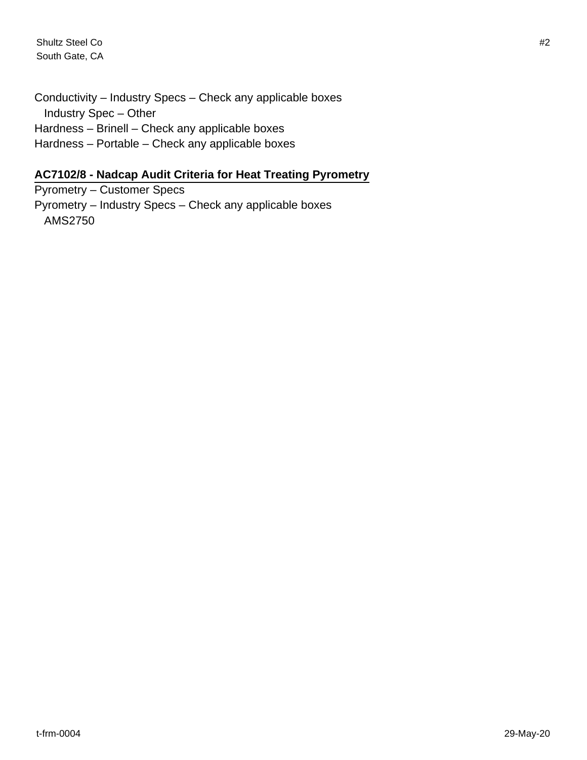Conductivity – Industry Specs – Check any applicable boxes

  Industry Spec – Other

Hardness – Brinell – Check any applicable boxes

Hardness – Portable – Check any applicable boxes

## AC7102/8 - Nadcap Audit Criteria for Heat Treating Pyrometry

Pyrometry – Customer Specs

Pyrometry – Industry Specs – Check any applicable boxes

  AMS2750